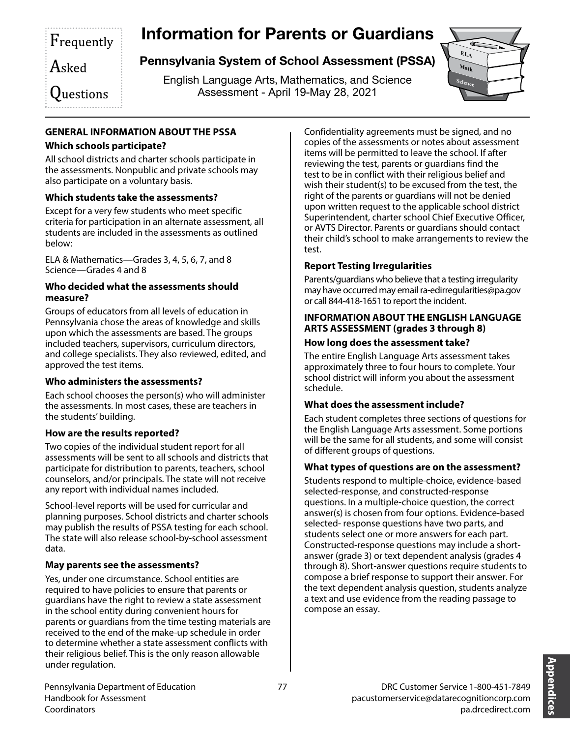Frequently Asked Questions

# Information for Parents or Guardians

## Pennsylvania System of School Assessment (PSSA)

English Language Arts, Mathematics, and Science
Assessment - April 19-May 28, 2021

### GENERAL INFORMATION ABOUT THE PSSA

**Which schools participate?**

All school districts and charter schools participate in the assessments. Nonpublic and private schools may also participate on a voluntary basis.

**Which students take the assessments?**

Except for a very few students who meet specific criteria for participation in an alternate assessment, all students are included in the assessments as outlined below:

ELA & Mathematics—Grades 3, 4, 5, 6, 7, and 8
Science—Grades 4 and 8

**Who decided what the assessments should measure?**

Groups of educators from all levels of education in Pennsylvania chose the areas of knowledge and skills upon which the assessments are based. The groups included teachers, supervisors, curriculum directors, and college specialists. They also reviewed, edited, and approved the test items.

**Who administers the assessments?**

Each school chooses the person(s) who will administer the assessments. In most cases, these are teachers in the students' building.

**How are the results reported?**

Two copies of the individual student report for all assessments will be sent to all schools and districts that participate for distribution to parents, teachers, school counselors, and/or principals. The state will not receive any report with individual names included.

School-level reports will be used for curricular and planning purposes. School districts and charter schools may publish the results of PSSA testing for each school. The state will also release school-by-school assessment data.

**May parents see the assessments?**

Yes, under one circumstance. School entities are required to have policies to ensure that parents or guardians have the right to review a state assessment in the school entity during convenient hours for parents or guardians from the time testing materials are received to the end of the make-up schedule in order to determine whether a state assessment conflicts with their religious belief. This is the only reason allowable under regulation.

Confidentiality agreements must be signed, and no copies of the assessments or notes about assessment items will be permitted to leave the school. If after reviewing the test, parents or guardians find the test to be in conflict with their religious belief and wish their student(s) to be excused from the test, the right of the parents or guardians will not be denied upon written request to the applicable school district Superintendent, charter school Chief Executive Officer, or AVTS Director. Parents or guardians should contact their child's school to make arrangements to review the test.

**Report Testing Irregularities**

Parents/guardians who believe that a testing irregularity may have occurred may email ra-edirregularities@pa.gov or call 844-418-1651 to report the incident.

### INFORMATION ABOUT THE ENGLISH LANGUAGE ARTS ASSESSMENT (grades 3 through 8)

**How long does the assessment take?**

The entire English Language Arts assessment takes approximately three to four hours to complete. Your school district will inform you about the assessment schedule.

**What does the assessment include?**

Each student completes three sections of questions for the English Language Arts assessment. Some portions will be the same for all students, and some will consist of different groups of questions.

**What types of questions are on the assessment?**

Students respond to multiple-choice, evidence-based selected-response, and constructed-response questions. In a multiple-choice question, the correct answer(s) is chosen from four options. Evidence-based selected- response questions have two parts, and students select one or more answers for each part. Constructed-response questions may include a short-answer (grade 3) or text dependent analysis (grades 4 through 8). Short-answer questions require students to compose a brief response to support their answer. For the text dependent analysis question, students analyze a text and use evidence from the reading passage to compose an essay.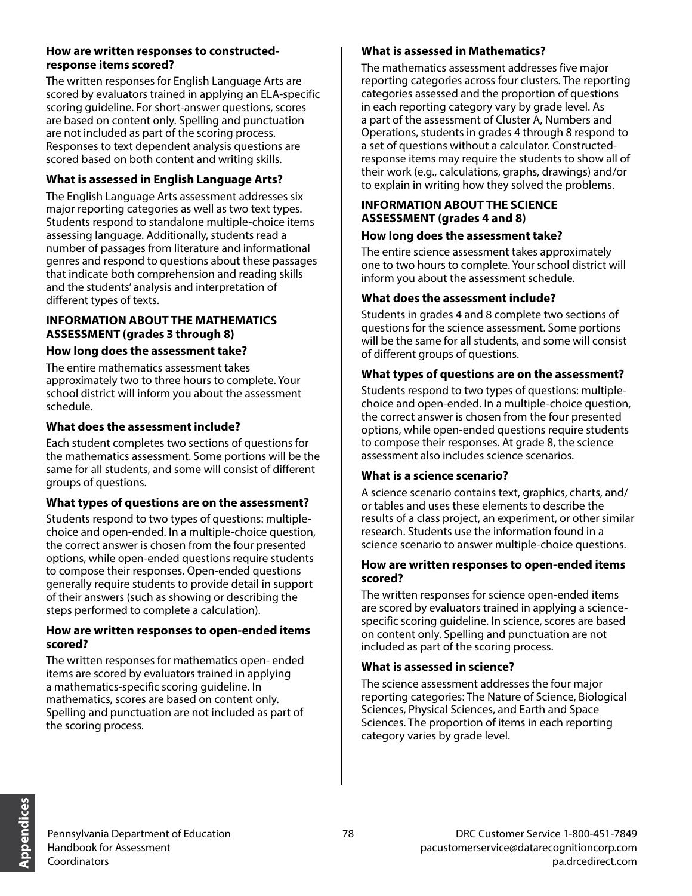### How are written responses to constructed-response items scored?

The written responses for English Language Arts are scored by evaluators trained in applying an ELA-specific scoring guideline. For short-answer questions, scores are based on content only. Spelling and punctuation are not included as part of the scoring process. Responses to text dependent analysis questions are scored based on both content and writing skills.

### What is assessed in English Language Arts?

The English Language Arts assessment addresses six major reporting categories as well as two text types. Students respond to standalone multiple-choice items assessing language. Additionally, students read a number of passages from literature and informational genres and respond to questions about these passages that indicate both comprehension and reading skills and the students' analysis and interpretation of different types of texts.

## INFORMATION ABOUT THE MATHEMATICS ASSESSMENT (grades 3 through 8)

### How long does the assessment take?

The entire mathematics assessment takes approximately two to three hours to complete. Your school district will inform you about the assessment schedule.

### What does the assessment include?

Each student completes two sections of questions for the mathematics assessment. Some portions will be the same for all students, and some will consist of different groups of questions.

### What types of questions are on the assessment?

Students respond to two types of questions: multiple-choice and open-ended. In a multiple-choice question, the correct answer is chosen from the four presented options, while open-ended questions require students to compose their responses. Open-ended questions generally require students to provide detail in support of their answers (such as showing or describing the steps performed to complete a calculation).

### How are written responses to open-ended items scored?

The written responses for mathematics open- ended items are scored by evaluators trained in applying a mathematics-specific scoring guideline. In mathematics, scores are based on content only. Spelling and punctuation are not included as part of the scoring process.

### What is assessed in Mathematics?

The mathematics assessment addresses five major reporting categories across four clusters. The reporting categories assessed and the proportion of questions in each reporting category vary by grade level. As a part of the assessment of Cluster A, Numbers and Operations, students in grades 4 through 8 respond to a set of questions without a calculator. Constructed-response items may require the students to show all of their work (e.g., calculations, graphs, drawings) and/or to explain in writing how they solved the problems.

## INFORMATION ABOUT THE SCIENCE ASSESSMENT (grades 4 and 8)

### How long does the assessment take?

The entire science assessment takes approximately one to two hours to complete. Your school district will inform you about the assessment schedule.

### What does the assessment include?

Students in grades 4 and 8 complete two sections of questions for the science assessment. Some portions will be the same for all students, and some will consist of different groups of questions.

### What types of questions are on the assessment?

Students respond to two types of questions: multiple-choice and open-ended. In a multiple-choice question, the correct answer is chosen from the four presented options, while open-ended questions require students to compose their responses. At grade 8, the science assessment also includes science scenarios.

### What is a science scenario?

A science scenario contains text, graphics, charts, and/or tables and uses these elements to describe the results of a class project, an experiment, or other similar research. Students use the information found in a science scenario to answer multiple-choice questions.

### How are written responses to open-ended items scored?

The written responses for science open-ended items are scored by evaluators trained in applying a science-specific scoring guideline. In science, scores are based on content only. Spelling and punctuation are not included as part of the scoring process.

### What is assessed in science?

The science assessment addresses the four major reporting categories: The Nature of Science, Biological Sciences, Physical Sciences, and Earth and Space Sciences. The proportion of items in each reporting category varies by grade level.